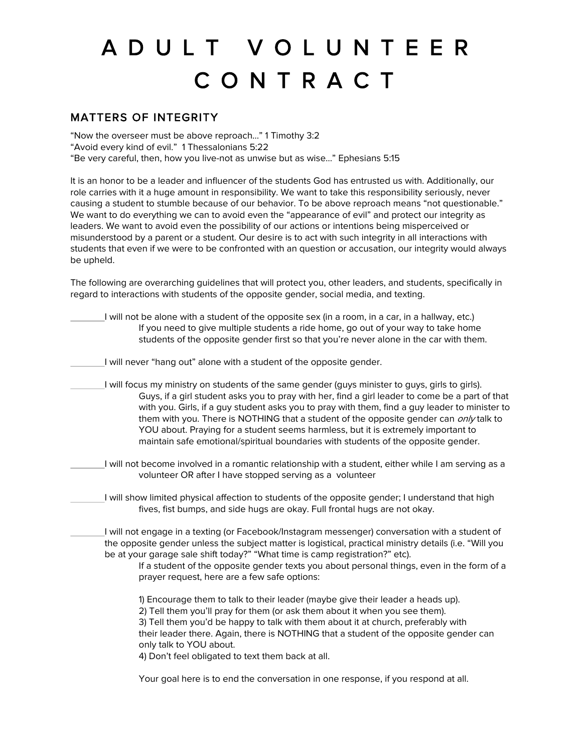# ADULT VOLUNTEER CONTRACT

## MATTERS OF INTEGRITY

"Now the overseer must be above reproach…" 1 Timothy 3:2
"Avoid every kind of evil." 1 Thessalonians 5:22
"Be very careful, then, how you live-not as unwise but as wise…" Ephesians 5:15

It is an honor to be a leader and influencer of the students God has entrusted us with. Additionally, our role carries with it a huge amount in responsibility. We want to take this responsibility seriously, never causing a student to stumble because of our behavior. To be above reproach means "not questionable." We want to do everything we can to avoid even the "appearance of evil" and protect our integrity as leaders. We want to avoid even the possibility of our actions or intentions being misperceived or misunderstood by a parent or a student. Our desire is to act with such integrity in all interactions with students that even if we were to be confronted with an question or accusation, our integrity would always be upheld.

The following are overarching guidelines that will protect you, other leaders, and students, specifically in regard to interactions with students of the opposite gender, social media, and texting.

_______I will not be alone with a student of the opposite sex (in a room, in a car, in a hallway, etc.)
If you need to give multiple students a ride home, go out of your way to take home students of the opposite gender first so that you're never alone in the car with them.

_______I will never "hang out" alone with a student of the opposite gender.

_______I will focus my ministry on students of the same gender (guys minister to guys, girls to girls).
Guys, if a girl student asks you to pray with her, find a girl leader to come be a part of that with you. Girls, if a guy student asks you to pray with them, find a guy leader to minister to them with you. There is NOTHING that a student of the opposite gender can *only* talk to YOU about. Praying for a student seems harmless, but it is extremely important to maintain safe emotional/spiritual boundaries with students of the opposite gender.

_______I will not become involved in a romantic relationship with a student, either while I am serving as a volunteer OR after I have stopped serving as a volunteer

_______I will show limited physical affection to students of the opposite gender; I understand that high fives, fist bumps, and side hugs are okay. Full frontal hugs are not okay.

_______I will not engage in a texting (or Facebook/Instagram messenger) conversation with a student of the opposite gender unless the subject matter is logistical, practical ministry details (i.e. "Will you be at your garage sale shift today?" "What time is camp registration?" etc).
If a student of the opposite gender texts you about personal things, even in the form of a prayer request, here are a few safe options:

1) Encourage them to talk to their leader (maybe give their leader a heads up).
2) Tell them you'll pray for them (or ask them about it when you see them).
3) Tell them you'd be happy to talk with them about it at church, preferably with their leader there. Again, there is NOTHING that a student of the opposite gender can only talk to YOU about.
4) Don't feel obligated to text them back at all.

Your goal here is to end the conversation in one response, if you respond at all.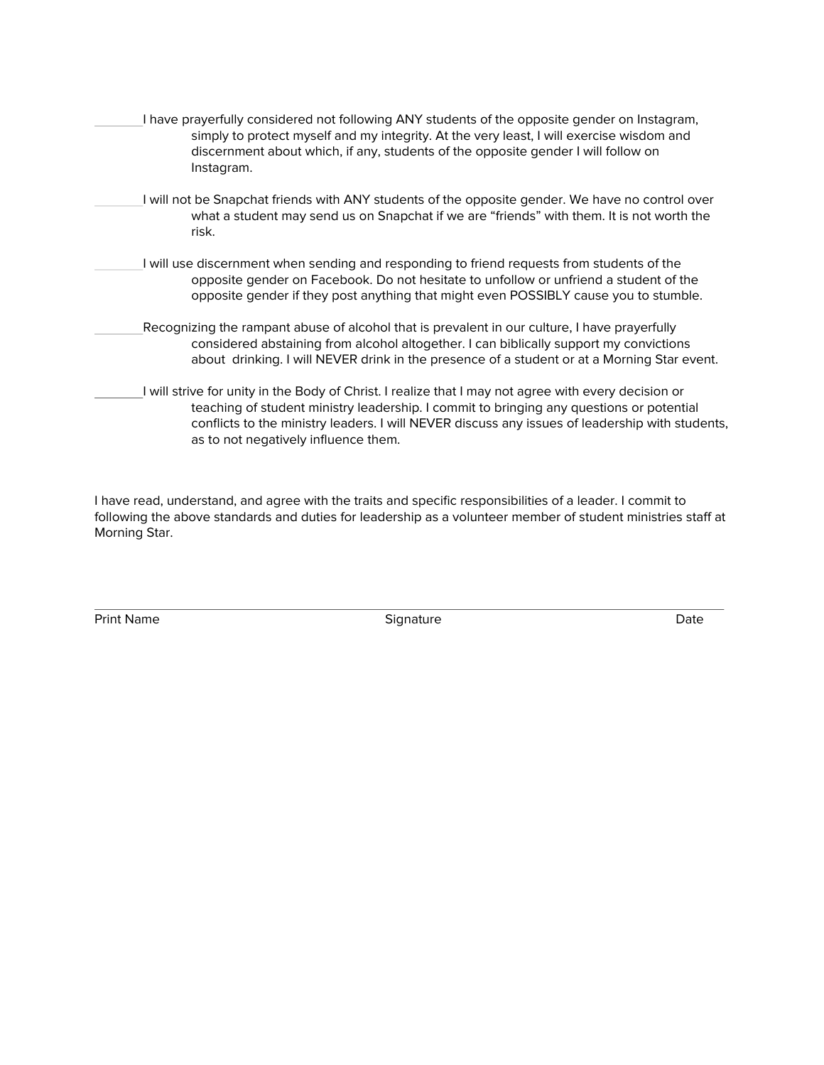_______I have prayerfully considered not following ANY students of the opposite gender on Instagram, simply to protect myself and my integrity. At the very least, I will exercise wisdom and discernment about which, if any, students of the opposite gender I will follow on Instagram.

_______I will not be Snapchat friends with ANY students of the opposite gender. We have no control over what a student may send us on Snapchat if we are "friends" with them. It is not worth the risk.

_______I will use discernment when sending and responding to friend requests from students of the opposite gender on Facebook. Do not hesitate to unfollow or unfriend a student of the opposite gender if they post anything that might even POSSIBLY cause you to stumble.

_______Recognizing the rampant abuse of alcohol that is prevalent in our culture, I have prayerfully considered abstaining from alcohol altogether. I can biblically support my convictions about drinking. I will NEVER drink in the presence of a student or at a Morning Star event.

_______I will strive for unity in the Body of Christ. I realize that I may not agree with every decision or teaching of student ministry leadership. I commit to bringing any questions or potential conflicts to the ministry leaders. I will NEVER discuss any issues of leadership with students, as to not negatively influence them.

I have read, understand, and agree with the traits and specific responsibilities of a leader. I commit to following the above standards and duties for leadership as a volunteer member of student ministries staff at Morning Star.

_______________________________________________________________________________

Print Name                                        Signature                                        Date